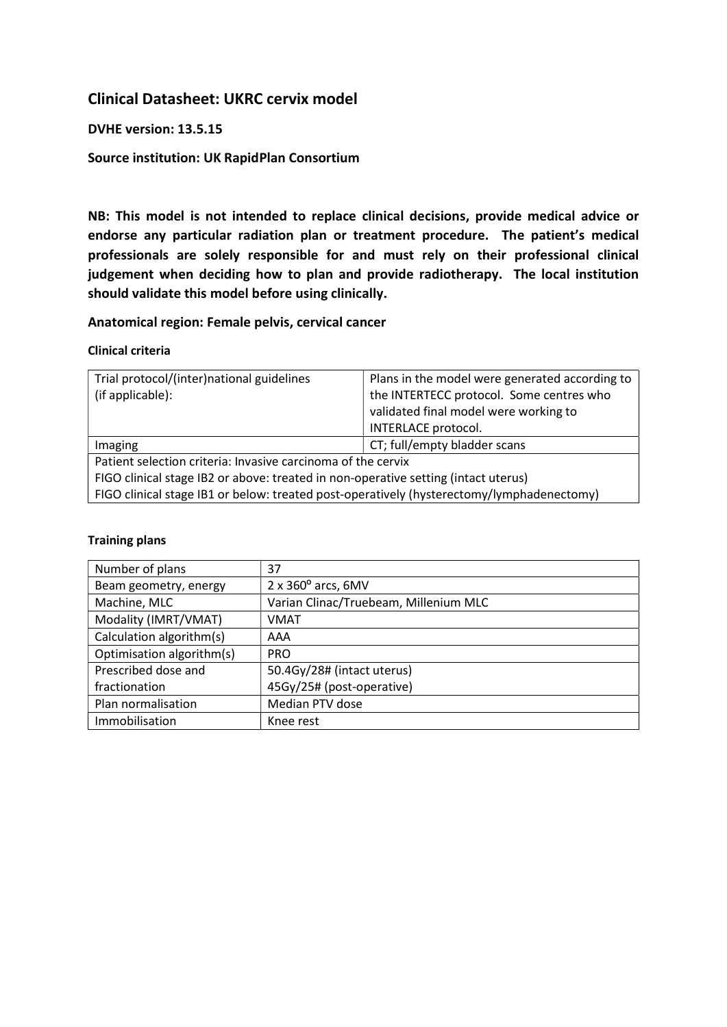## Clinical Datasheet: UKRC cervix model

**DVHE version: 13.5.15**

**Source institution: UK RapidPlan Consortium**

**NB: This model is not intended to replace clinical decisions, provide medical advice or endorse any particular radiation plan or treatment procedure. The patient's medical professionals are solely responsible for and must rely on their professional clinical judgement when deciding how to plan and provide radiotherapy. The local institution should validate this model before using clinically.**

### Anatomical region: Female pelvis, cervical cancer

#### Clinical criteria

| Trial protocol/(inter)national guidelines (if applicable): | Plans in the model were generated according to the INTERTECC protocol. Some centres who validated final model were working to INTERLACE protocol. |
|---|---|
| Imaging | CT; full/empty bladder scans |
| Patient selection criteria: Invasive carcinoma of the cervix<br>FIGO clinical stage IB2 or above: treated in non-operative setting (intact uterus)<br>FIGO clinical stage IB1 or below: treated post-operatively (hysterectomy/lymphadenectomy) | |

#### Training plans

| Number of plans | 37 |
|---|---|
| Beam geometry, energy | 2 x 360° arcs, 6MV |
| Machine, MLC | Varian Clinac/Truebeam, Millenium MLC |
| Modality (IMRT/VMAT) | VMAT |
| Calculation algorithm(s) | AAA |
| Optimisation algorithm(s) | PRO |
| Prescribed dose and fractionation | 50.4Gy/28# (intact uterus)<br>45Gy/25# (post-operative) |
| Plan normalisation | Median PTV dose |
| Immobilisation | Knee rest |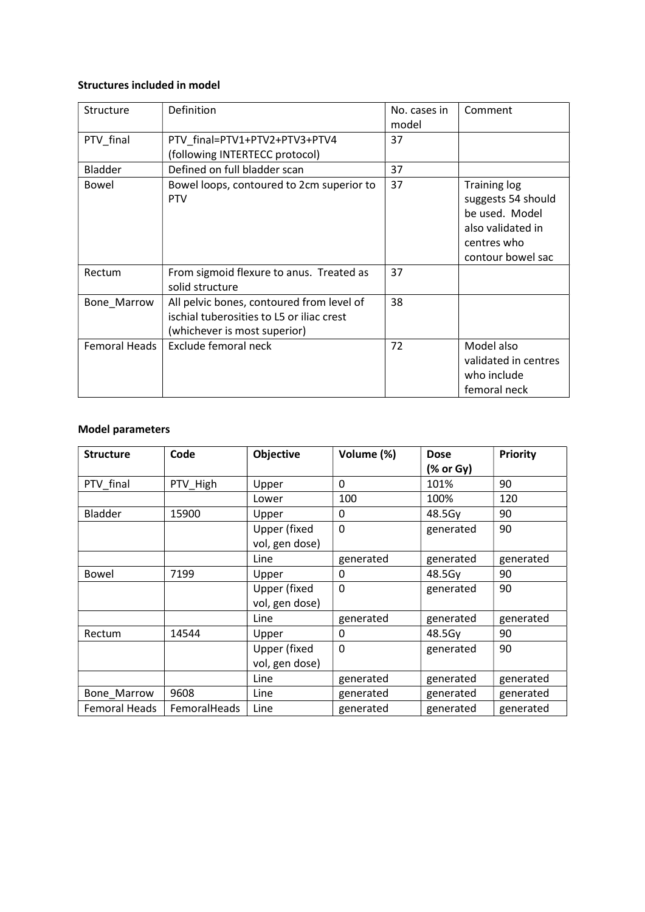**Structures included in model**

| Structure | Definition | No. cases in model | Comment |
|---|---|---|---|
| PTV_final | PTV_final=PTV1+PTV2+PTV3+PTV4 (following INTERTECC protocol) | 37 | |
| Bladder | Defined on full bladder scan | 37 | |
| Bowel | Bowel loops, contoured to 2cm superior to PTV | 37 | Training log suggests 54 should be used. Model also validated in centres who contour bowel sac |
| Rectum | From sigmoid flexure to anus. Treated as solid structure | 37 | |
| Bone_Marrow | All pelvic bones, contoured from level of ischial tuberosities to L5 or iliac crest (whichever is most superior) | 38 | |
| Femoral Heads | Exclude femoral neck | 72 | Model also validated in centres who include femoral neck |

**Model parameters**

| **Structure** | **Code** | **Objective** | **Volume (%)** | **Dose (% or Gy)** | **Priority** |
|---|---|---|---|---|---|
| PTV_final | PTV_High | Upper | 0 | 101% | 90 |
| | | Lower | 100 | 100% | 120 |
| Bladder | 15900 | Upper | 0 | 48.5Gy | 90 |
| | | Upper (fixed vol, gen dose) | 0 | generated | 90 |
| | | Line | generated | generated | generated |
| Bowel | 7199 | Upper | 0 | 48.5Gy | 90 |
| | | Upper (fixed vol, gen dose) | 0 | generated | 90 |
| | | Line | generated | generated | generated |
| Rectum | 14544 | Upper | 0 | 48.5Gy | 90 |
| | | Upper (fixed vol, gen dose) | 0 | generated | 90 |
| | | Line | generated | generated | generated |
| Bone_Marrow | 9608 | Line | generated | generated | generated |
| Femoral Heads | FemoralHeads | Line | generated | generated | generated |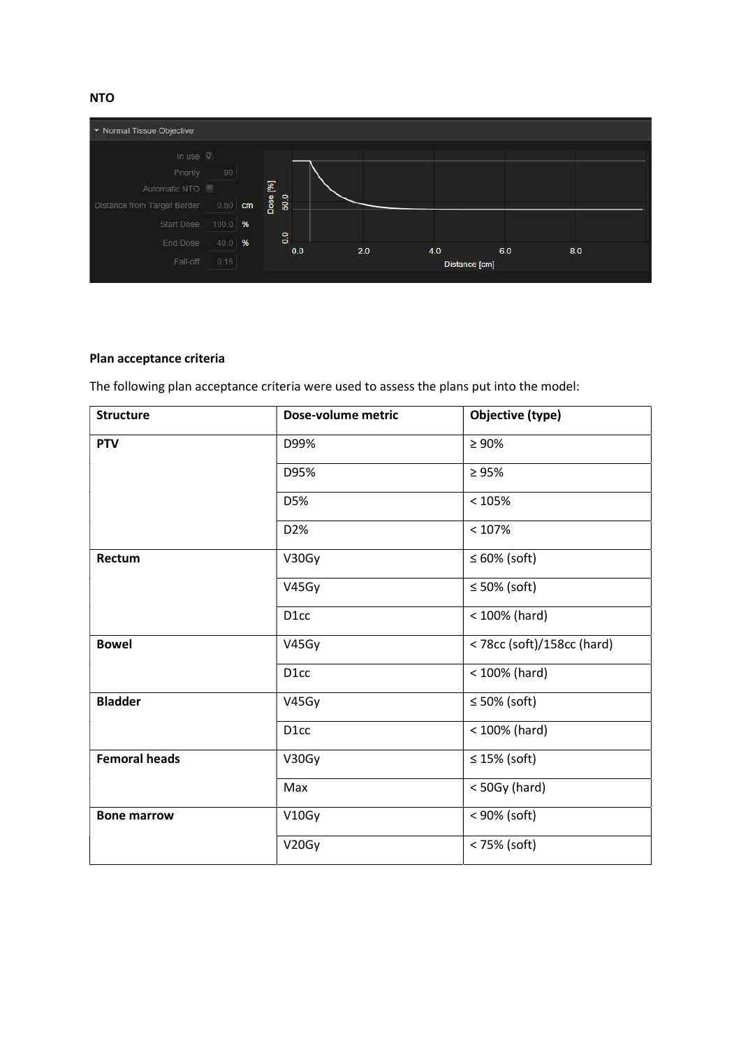**NTO**

**Plan acceptance criteria**

The following plan acceptance criteria were used to assess the plans put into the model:

| Structure | Dose-volume metric | Objective (type) |
|---|---|---|
| **PTV** | D99% | ≥ 90% |
| | D95% | ≥ 95% |
| | D5% | < 105% |
| | D2% | < 107% |
| **Rectum** | V30Gy | ≤ 60% (soft) |
| | V45Gy | ≤ 50% (soft) |
| | D1cc | < 100% (hard) |
| **Bowel** | V45Gy | < 78cc (soft)/158cc (hard) |
| | D1cc | < 100% (hard) |
| **Bladder** | V45Gy | ≤ 50% (soft) |
| | D1cc | < 100% (hard) |
| **Femoral heads** | V30Gy | ≤ 15% (soft) |
| | Max | < 50Gy (hard) |
| **Bone marrow** | V10Gy | < 90% (soft) |
| | V20Gy | < 75% (soft) |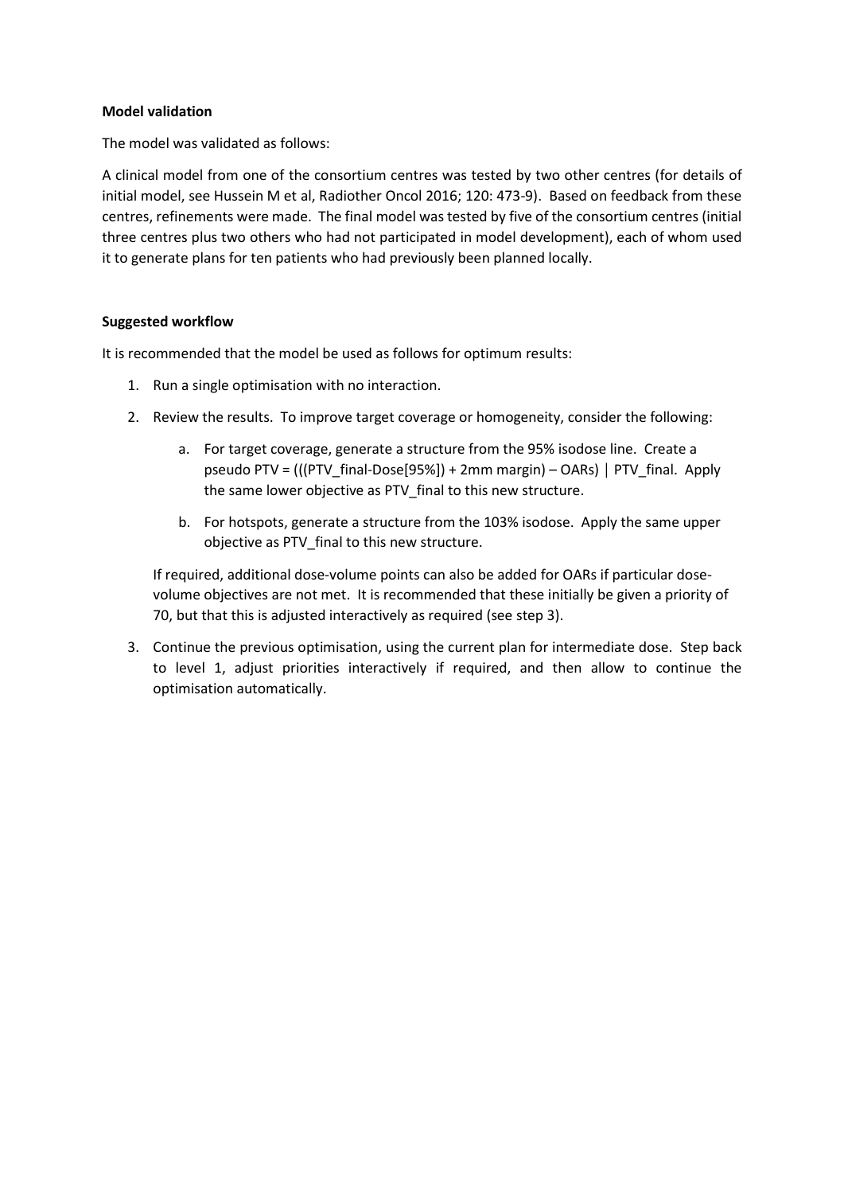**Model validation**

The model was validated as follows:

A clinical model from one of the consortium centres was tested by two other centres (for details of initial model, see Hussein M et al, Radiother Oncol 2016; 120: 473-9). Based on feedback from these centres, refinements were made. The final model was tested by five of the consortium centres (initial three centres plus two others who had not participated in model development), each of whom used it to generate plans for ten patients who had previously been planned locally.

**Suggested workflow**

It is recommended that the model be used as follows for optimum results:

1. Run a single optimisation with no interaction.
2. Review the results. To improve target coverage or homogeneity, consider the following:
    a. For target coverage, generate a structure from the 95% isodose line. Create a pseudo PTV = (((PTV_final-Dose[95%]) + 2mm margin) – OARs) | PTV_final. Apply the same lower objective as PTV_final to this new structure.
    b. For hotspots, generate a structure from the 103% isodose. Apply the same upper objective as PTV_final to this new structure.

    If required, additional dose-volume points can also be added for OARs if particular dose-volume objectives are not met. It is recommended that these initially be given a priority of 70, but that this is adjusted interactively as required (see step 3).
3. Continue the previous optimisation, using the current plan for intermediate dose. Step back to level 1, adjust priorities interactively if required, and then allow to continue the optimisation automatically.